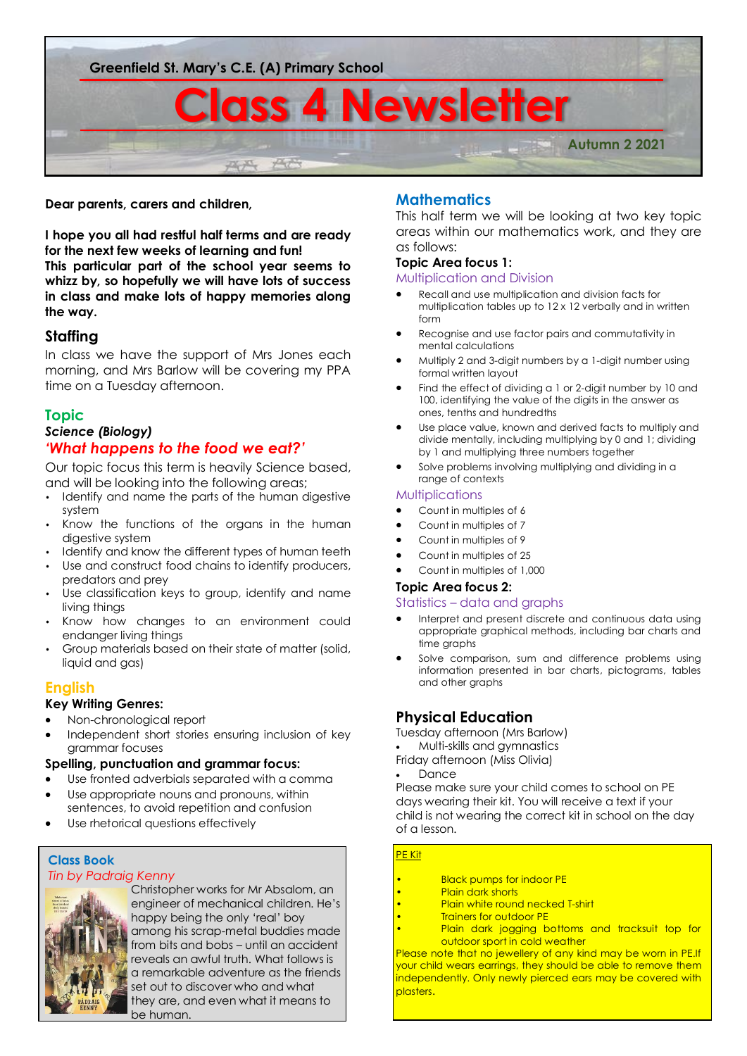Greenfield St. Mary's C.E. (A) Primary School

# Class 4 Newsletter

**Autumn 2 2021**

**Dear parents, carers and children,**

**I hope you all had restful half terms and are ready for the next few weeks of learning and fun!**
**This particular part of the school year seems to whizz by, so hopefully we will have lots of success in class and make lots of happy memories along the way.**

## Staffing

In class we have the support of Mrs Jones each morning, and Mrs Barlow will be covering my PPA time on a Tuesday afternoon.

## Topic

***Science (Biology)***

***'What happens to the food we eat?'***

Our topic focus this term is heavily Science based, and will be looking into the following areas;

- Identify and name the parts of the human digestive system
- Know the functions of the organs in the human digestive system
- Identify and know the different types of human teeth
- Use and construct food chains to identify producers, predators and prey
- Use classification keys to group, identify and name living things
- Know how changes to an environment could endanger living things
- Group materials based on their state of matter (solid, liquid and gas)

## English

### Key Writing Genres:

- Non-chronological report
- Independent short stories ensuring inclusion of key grammar focuses

### Spelling, punctuation and grammar focus:

- Use fronted adverbials separated with a comma
- Use appropriate nouns and pronouns, within sentences, to avoid repetition and confusion
- Use rhetorical questions effectively

### Class Book

*Tin by Padraig Kenny*

Christopher works for Mr Absalom, an engineer of mechanical children. He's happy being the only 'real' boy among his scrap-metal buddies made from bits and bobs – until an accident reveals an awful truth. What follows is a remarkable adventure as the friends set out to discover who and what they are, and even what it means to be human.

## Mathematics

This half term we will be looking at two key topic areas within our mathematics work, and they are as follows:

### Topic Area focus 1:

Multiplication and Division

- Recall and use multiplication and division facts for multiplication tables up to 12 x 12 verbally and in written form
- Recognise and use factor pairs and commutativity in mental calculations
- Multiply 2 and 3-digit numbers by a 1-digit number using formal written layout
- Find the effect of dividing a 1 or 2-digit number by 10 and 100, identifying the value of the digits in the answer as ones, tenths and hundredths
- Use place value, known and derived facts to multiply and divide mentally, including multiplying by 0 and 1; dividing by 1 and multiplying three numbers together
- Solve problems involving multiplying and dividing in a range of contexts

Multiplications

- Count in multiples of 6
- Count in multiples of 7
- Count in multiples of 9
- Count in multiples of 25
- Count in multiples of 1,000

### Topic Area focus 2:

Statistics – data and graphs

- Interpret and present discrete and continuous data using appropriate graphical methods, including bar charts and time graphs
- Solve comparison, sum and difference problems using information presented in bar charts, pictograms, tables and other graphs

## Physical Education

Tuesday afternoon (Mrs Barlow)

- Multi-skills and gymnastics

Friday afternoon (Miss Olivia)

- Dance

Please make sure your child comes to school on PE days wearing their kit. You will receive a text if your child is not wearing the correct kit in school on the day of a lesson.

PE Kit

- Black pumps for indoor PE
- Plain dark shorts
- Plain white round necked T-shirt
- Trainers for outdoor PE
- Plain dark jogging bottoms and tracksuit top for outdoor sport in cold weather

Please note that no jewellery of any kind may be worn in PE.If your child wears earrings, they should be able to remove them independently. Only newly pierced ears may be covered with plasters.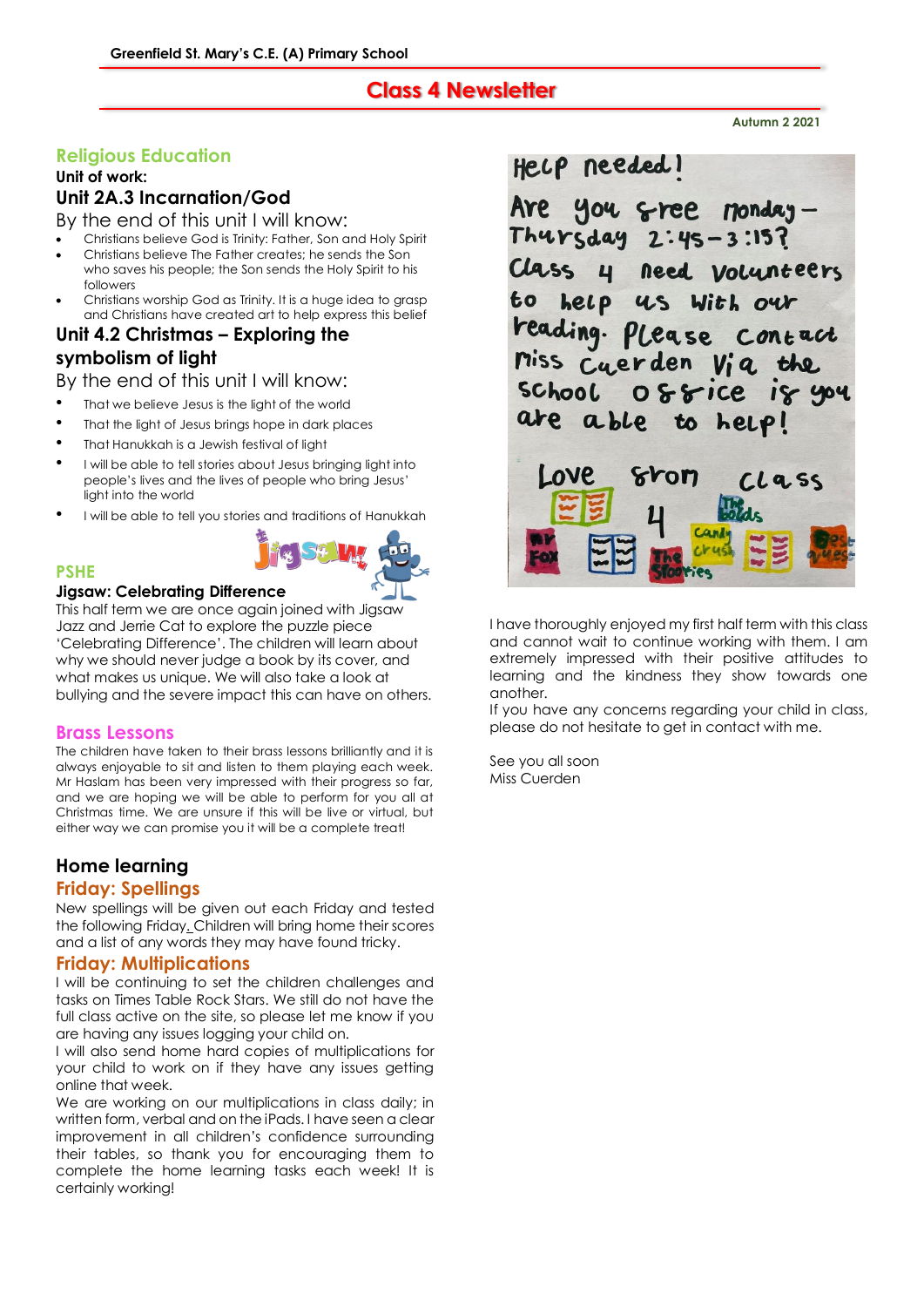Greenfield St. Mary's C.E. (A) Primary School

# Class 4 Newsletter

Autumn 2 2021

## Religious Education

**Unit of work:**

### Unit 2A.3 Incarnation/God

By the end of this unit I will know:

- Christians believe God is Trinity: Father, Son and Holy Spirit
- Christians believe The Father creates; he sends the Son who saves his people; the Son sends the Holy Spirit to his followers
- Christians worship God as Trinity. It is a huge idea to grasp and Christians have created art to help express this belief

### Unit 4.2 Christmas – Exploring the symbolism of light

By the end of this unit I will know:

- That we believe Jesus is the light of the world
- That the light of Jesus brings hope in dark places
- That Hanukkah is a Jewish festival of light
- I will be able to tell stories about Jesus bringing light into people's lives and the lives of people who bring Jesus' light into the world
- I will be able to tell you stories and traditions of Hanukkah

## PSHE

**Jigsaw: Celebrating Difference**

This half term we are once again joined with Jigsaw Jazz and Jerrie Cat to explore the puzzle piece 'Celebrating Difference'. The children will learn about why we should never judge a book by its cover, and what makes us unique. We will also take a look at bullying and the severe impact this can have on others.

## Brass Lessons

The children have taken to their brass lessons brilliantly and it is always enjoyable to sit and listen to them playing each week. Mr Haslam has been very impressed with their progress so far, and we are hoping we will be able to perform for you all at Christmas time. We are unsure if this will be live or virtual, but either way we can promise you it will be a complete treat!

## Home learning

### Friday: Spellings

New spellings will be given out each Friday and tested the following Friday. Children will bring home their scores and a list of any words they may have found tricky.

### Friday: Multiplications

I will be continuing to set the children challenges and tasks on Times Table Rock Stars. We still do not have the full class active on the site, so please let me know if you are having any issues logging your child on.

I will also send home hard copies of multiplications for your child to work on if they have any issues getting online that week.

We are working on our multiplications in class daily; in written form, verbal and on the iPads. I have seen a clear improvement in all children's confidence surrounding their tables, so thank you for encouraging them to complete the home learning tasks each week! It is certainly working!

Help needed! Are you free Monday – Thursday 2:45–3:15? Class 4 need volunteers to help us with our reading. Please contact Miss Cuerden via the school office if you are able to help!

Love from Class 4

I have thoroughly enjoyed my first half term with this class and cannot wait to continue working with them. I am extremely impressed with their positive attitudes to learning and the kindness they show towards one another.

If you have any concerns regarding your child in class, please do not hesitate to get in contact with me.

See you all soon
Miss Cuerden